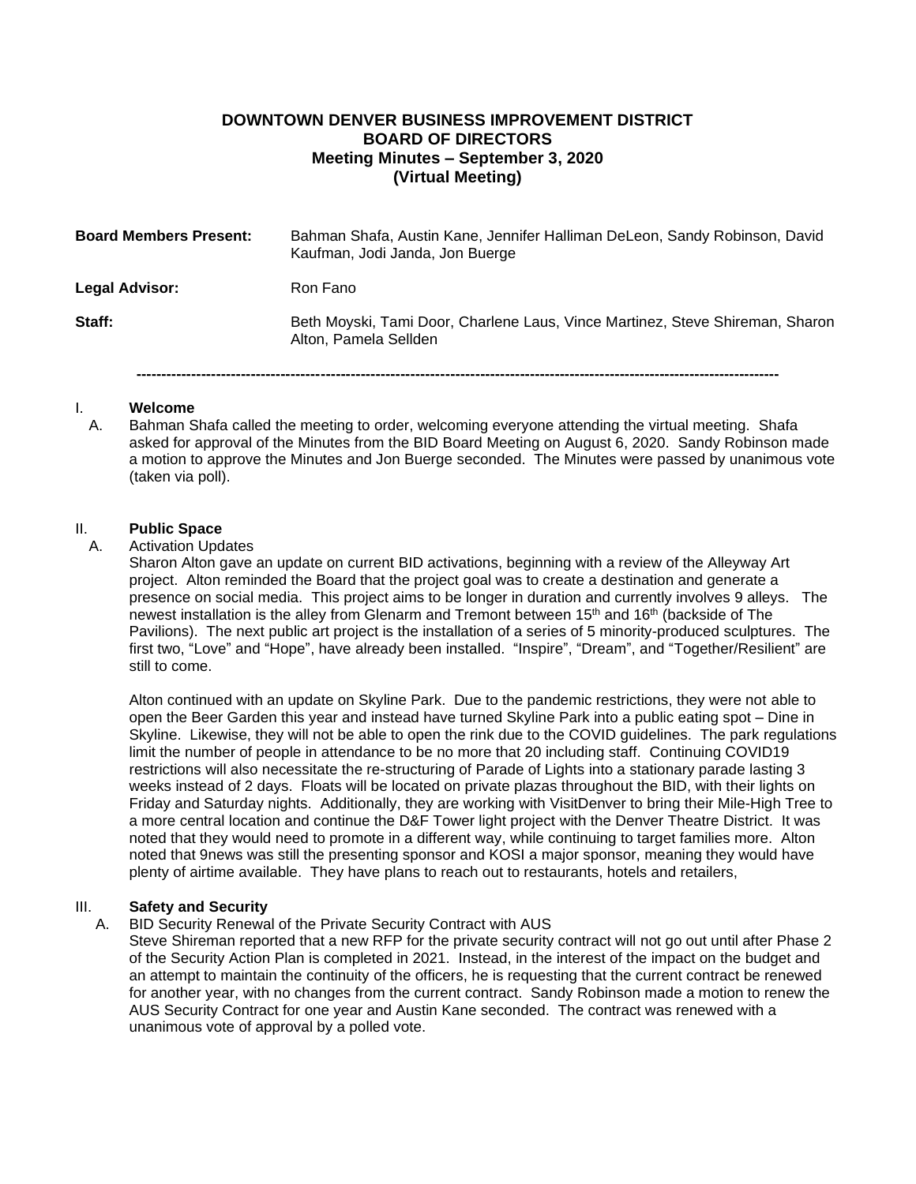# DOWNTOWN DENVER BUSINESS IMPROVEMENT DISTRICT
## BOARD OF DIRECTORS
### Meeting Minutes – September 3, 2020
### (Virtual Meeting)

| | |
|---|---|
| **Board Members Present:** | Bahman Shafa, Austin Kane, Jennifer Halliman DeLeon, Sandy Robinson, David Kaufman, Jodi Janda, Jon Buerge |
| **Legal Advisor:** | Ron Fano |
| **Staff:** | Beth Moyski, Tami Door, Charlene Laus, Vince Martinez, Steve Shireman, Sharon Alton, Pamela Sellden |

---

I. **Welcome**

A. Bahman Shafa called the meeting to order, welcoming everyone attending the virtual meeting. Shafa asked for approval of the Minutes from the BID Board Meeting on August 6, 2020. Sandy Robinson made a motion to approve the Minutes and Jon Buerge seconded. The Minutes were passed by unanimous vote (taken via poll).

II. **Public Space**

A. Activation Updates

Sharon Alton gave an update on current BID activations, beginning with a review of the Alleyway Art project. Alton reminded the Board that the project goal was to create a destination and generate a presence on social media. This project aims to be longer in duration and currently involves 9 alleys. The newest installation is the alley from Glenarm and Tremont between 15th and 16th (backside of The Pavilions). The next public art project is the installation of a series of 5 minority-produced sculptures. The first two, "Love" and "Hope", have already been installed. "Inspire", "Dream", and "Together/Resilient" are still to come.

Alton continued with an update on Skyline Park. Due to the pandemic restrictions, they were not able to open the Beer Garden this year and instead have turned Skyline Park into a public eating spot – Dine in Skyline. Likewise, they will not be able to open the rink due to the COVID guidelines. The park regulations limit the number of people in attendance to be no more that 20 including staff. Continuing COVID19 restrictions will also necessitate the re-structuring of Parade of Lights into a stationary parade lasting 3 weeks instead of 2 days. Floats will be located on private plazas throughout the BID, with their lights on Friday and Saturday nights. Additionally, they are working with VisitDenver to bring their Mile-High Tree to a more central location and continue the D&F Tower light project with the Denver Theatre District. It was noted that they would need to promote in a different way, while continuing to target families more. Alton noted that 9news was still the presenting sponsor and KOSI a major sponsor, meaning they would have plenty of airtime available. They have plans to reach out to restaurants, hotels and retailers,

III. **Safety and Security**

A. BID Security Renewal of the Private Security Contract with AUS

Steve Shireman reported that a new RFP for the private security contract will not go out until after Phase 2 of the Security Action Plan is completed in 2021. Instead, in the interest of the impact on the budget and an attempt to maintain the continuity of the officers, he is requesting that the current contract be renewed for another year, with no changes from the current contract. Sandy Robinson made a motion to renew the AUS Security Contract for one year and Austin Kane seconded. The contract was renewed with a unanimous vote of approval by a polled vote.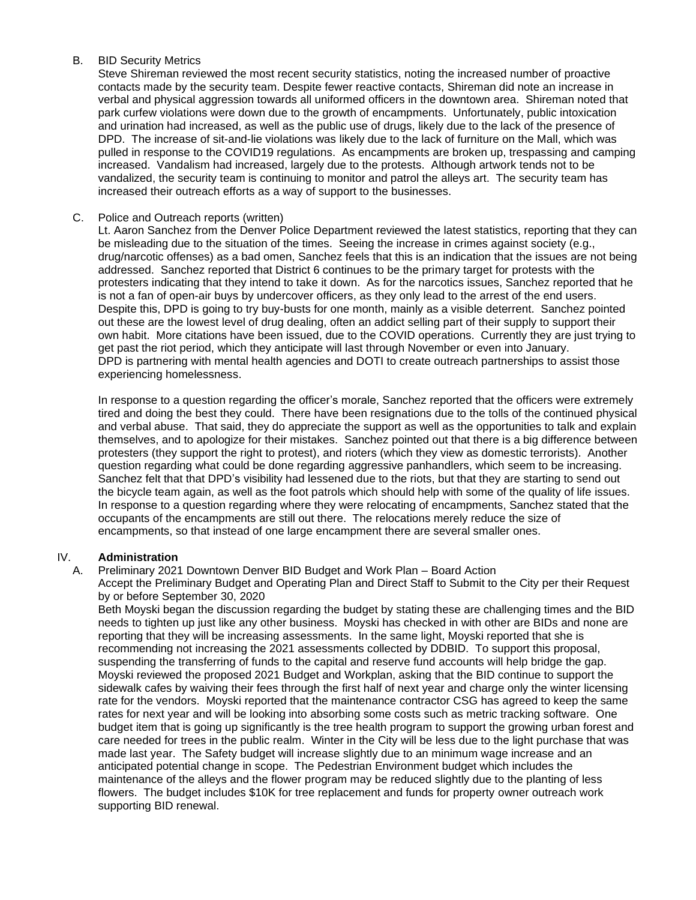B. BID Security Metrics

Steve Shireman reviewed the most recent security statistics, noting the increased number of proactive contacts made by the security team. Despite fewer reactive contacts, Shireman did note an increase in verbal and physical aggression towards all uniformed officers in the downtown area. Shireman noted that park curfew violations were down due to the growth of encampments. Unfortunately, public intoxication and urination had increased, as well as the public use of drugs, likely due to the lack of the presence of DPD. The increase of sit-and-lie violations was likely due to the lack of furniture on the Mall, which was pulled in response to the COVID19 regulations. As encampments are broken up, trespassing and camping increased. Vandalism had increased, largely due to the protests. Although artwork tends not to be vandalized, the security team is continuing to monitor and patrol the alleys art. The security team has increased their outreach efforts as a way of support to the businesses.

C. Police and Outreach reports (written)

Lt. Aaron Sanchez from the Denver Police Department reviewed the latest statistics, reporting that they can be misleading due to the situation of the times. Seeing the increase in crimes against society (e.g., drug/narcotic offenses) as a bad omen, Sanchez feels that this is an indication that the issues are not being addressed. Sanchez reported that District 6 continues to be the primary target for protests with the protesters indicating that they intend to take it down. As for the narcotics issues, Sanchez reported that he is not a fan of open-air buys by undercover officers, as they only lead to the arrest of the end users. Despite this, DPD is going to try buy-busts for one month, mainly as a visible deterrent. Sanchez pointed out these are the lowest level of drug dealing, often an addict selling part of their supply to support their own habit. More citations have been issued, due to the COVID operations. Currently they are just trying to get past the riot period, which they anticipate will last through November or even into January. DPD is partnering with mental health agencies and DOTI to create outreach partnerships to assist those experiencing homelessness.

In response to a question regarding the officer's morale, Sanchez reported that the officers were extremely tired and doing the best they could. There have been resignations due to the tolls of the continued physical and verbal abuse. That said, they do appreciate the support as well as the opportunities to talk and explain themselves, and to apologize for their mistakes. Sanchez pointed out that there is a big difference between protesters (they support the right to protest), and rioters (which they view as domestic terrorists). Another question regarding what could be done regarding aggressive panhandlers, which seem to be increasing. Sanchez felt that that DPD's visibility had lessened due to the riots, but that they are starting to send out the bicycle team again, as well as the foot patrols which should help with some of the quality of life issues. In response to a question regarding where they were relocating of encampments, Sanchez stated that the occupants of the encampments are still out there. The relocations merely reduce the size of encampments, so that instead of one large encampment there are several smaller ones.

## IV. **Administration**

A. Preliminary 2021 Downtown Denver BID Budget and Work Plan – Board Action

Accept the Preliminary Budget and Operating Plan and Direct Staff to Submit to the City per their Request by or before September 30, 2020

Beth Moyski began the discussion regarding the budget by stating these are challenging times and the BID needs to tighten up just like any other business. Moyski has checked in with other are BIDs and none are reporting that they will be increasing assessments. In the same light, Moyski reported that she is recommending not increasing the 2021 assessments collected by DDBID. To support this proposal, suspending the transferring of funds to the capital and reserve fund accounts will help bridge the gap. Moyski reviewed the proposed 2021 Budget and Workplan, asking that the BID continue to support the sidewalk cafes by waiving their fees through the first half of next year and charge only the winter licensing rate for the vendors. Moyski reported that the maintenance contractor CSG has agreed to keep the same rates for next year and will be looking into absorbing some costs such as metric tracking software. One budget item that is going up significantly is the tree health program to support the growing urban forest and care needed for trees in the public realm. Winter in the City will be less due to the light purchase that was made last year. The Safety budget will increase slightly due to an minimum wage increase and an anticipated potential change in scope. The Pedestrian Environment budget which includes the maintenance of the alleys and the flower program may be reduced slightly due to the planting of less flowers. The budget includes $10K for tree replacement and funds for property owner outreach work supporting BID renewal.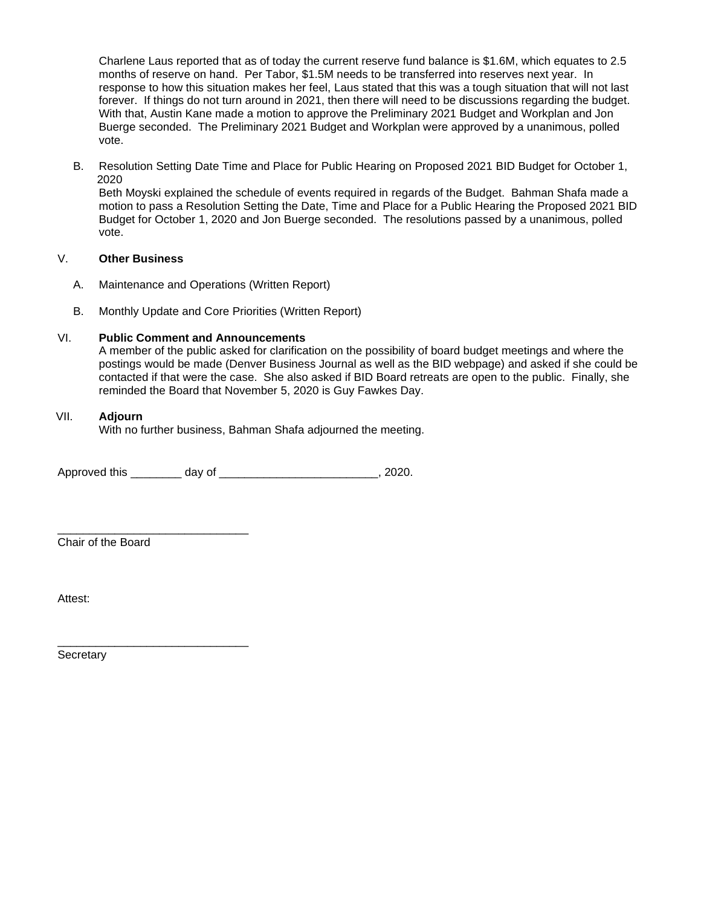Charlene Laus reported that as of today the current reserve fund balance is $1.6M, which equates to 2.5 months of reserve on hand. Per Tabor, $1.5M needs to be transferred into reserves next year. In response to how this situation makes her feel, Laus stated that this was a tough situation that will not last forever. If things do not turn around in 2021, then there will need to be discussions regarding the budget. With that, Austin Kane made a motion to approve the Preliminary 2021 Budget and Workplan and Jon Buerge seconded. The Preliminary 2021 Budget and Workplan were approved by a unanimous, polled vote.

B. Resolution Setting Date Time and Place for Public Hearing on Proposed 2021 BID Budget for October 1, 2020

Beth Moyski explained the schedule of events required in regards of the Budget. Bahman Shafa made a motion to pass a Resolution Setting the Date, Time and Place for a Public Hearing the Proposed 2021 BID Budget for October 1, 2020 and Jon Buerge seconded. The resolutions passed by a unanimous, polled vote.

V. **Other Business**

A. Maintenance and Operations (Written Report)

B. Monthly Update and Core Priorities (Written Report)

VI. **Public Comment and Announcements**

A member of the public asked for clarification on the possibility of board budget meetings and where the postings would be made (Denver Business Journal as well as the BID webpage) and asked if she could be contacted if that were the case. She also asked if BID Board retreats are open to the public. Finally, she reminded the Board that November 5, 2020 is Guy Fawkes Day.

VII. **Adjourn**

With no further business, Bahman Shafa adjourned the meeting.

Approved this ________ day of _________________________, 2020.

______________________________
Chair of the Board

Attest:

______________________________
Secretary